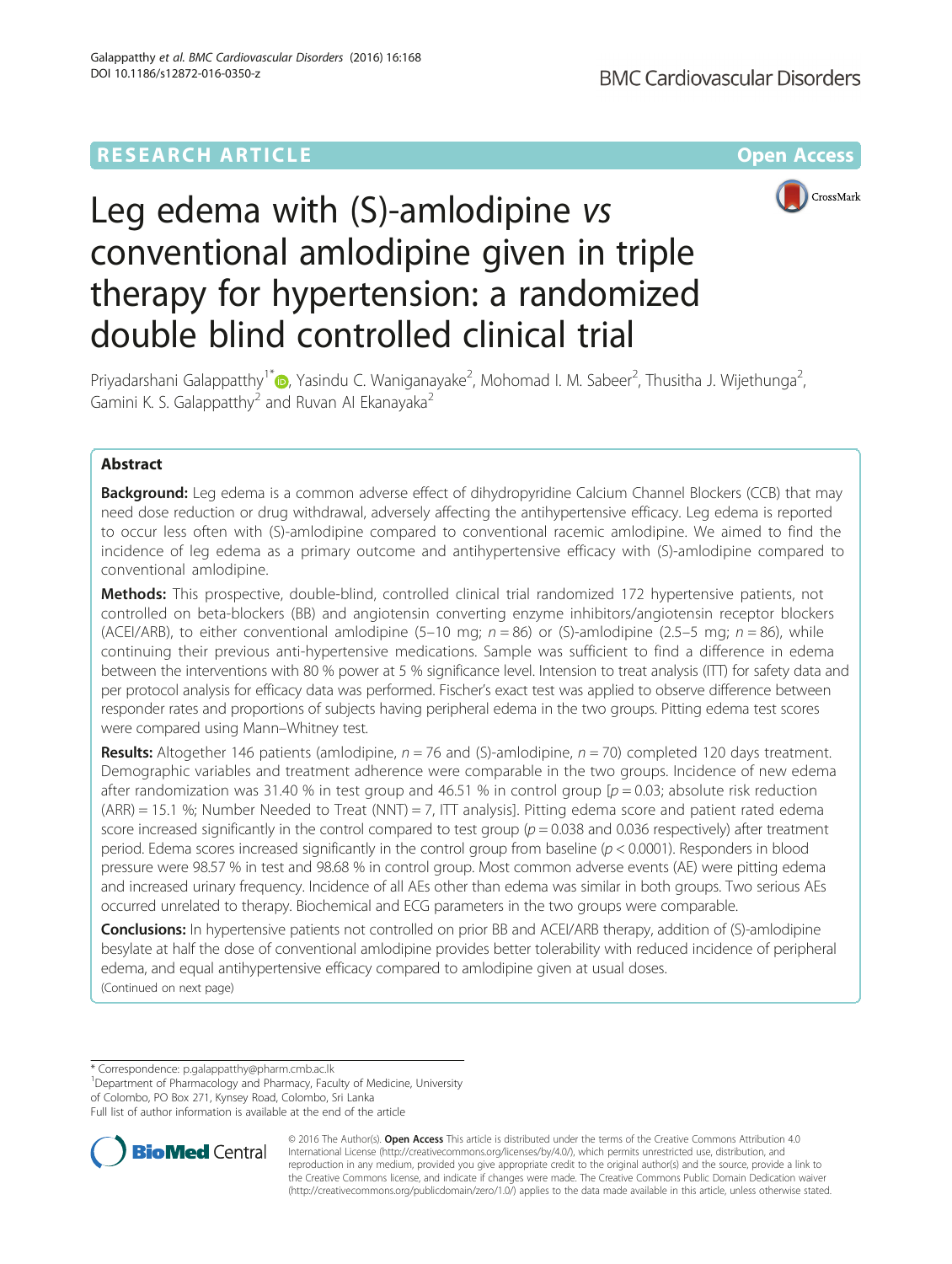RESEARCH ARTICLE

Open Access

# Leg edema with (S)-amlodipine *vs* conventional amlodipine given in triple therapy for hypertension: a randomized double blind controlled clinical trial

Priyadarshani Galappatthy[1*], Yasindu C. Waniganayake[2], Mohomad I. M. Sabeer[2], Thusitha J. Wijethunga[2], Gamini K. S. Galappatthy[2] and Ruvan AI Ekanayaka[2]

## Abstract

**Background:** Leg edema is a common adverse effect of dihydropyridine Calcium Channel Blockers (CCB) that may need dose reduction or drug withdrawal, adversely affecting the antihypertensive efficacy. Leg edema is reported to occur less often with (S)-amlodipine compared to conventional racemic amlodipine. We aimed to find the incidence of leg edema as a primary outcome and antihypertensive efficacy with (S)-amlodipine compared to conventional amlodipine.

**Methods:** This prospective, double-blind, controlled clinical trial randomized 172 hypertensive patients, not controlled on beta-blockers (BB) and angiotensin converting enzyme inhibitors/angiotensin receptor blockers (ACEI/ARB), to either conventional amlodipine (5–10 mg; *n* = 86) or (S)-amlodipine (2.5–5 mg; *n* = 86), while continuing their previous anti-hypertensive medications. Sample was sufficient to find a difference in edema between the interventions with 80 % power at 5 % significance level. Intension to treat analysis (ITT) for safety data and per protocol analysis for efficacy data was performed. Fischer's exact test was applied to observe difference between responder rates and proportions of subjects having peripheral edema in the two groups. Pitting edema test scores were compared using Mann–Whitney test.

**Results:** Altogether 146 patients (amlodipine, *n* = 76 and (S)-amlodipine, *n* = 70) completed 120 days treatment. Demographic variables and treatment adherence were comparable in the two groups. Incidence of new edema after randomization was 31.40 % in test group and 46.51 % in control group [*p* = 0.03; absolute risk reduction (ARR) = 15.1 %; Number Needed to Treat (NNT) = 7, ITT analysis]. Pitting edema score and patient rated edema score increased significantly in the control compared to test group (*p* = 0.038 and 0.036 respectively) after treatment period. Edema scores increased significantly in the control group from baseline (*p* < 0.0001). Responders in blood pressure were 98.57 % in test and 98.68 % in control group. Most common adverse events (AE) were pitting edema and increased urinary frequency. Incidence of all AEs other than edema was similar in both groups. Two serious AEs occurred unrelated to therapy. Biochemical and ECG parameters in the two groups were comparable.

**Conclusions:** In hypertensive patients not controlled on prior BB and ACEI/ARB therapy, addition of (S)-amlodipine besylate at half the dose of conventional amlodipine provides better tolerability with reduced incidence of peripheral edema, and equal antihypertensive efficacy compared to amlodipine given at usual doses.

(Continued on next page)

* Correspondence: p.galappatthy@pharm.cmb.ac.lk
[1]Department of Pharmacology and Pharmacy, Faculty of Medicine, University of Colombo, PO Box 271, Kynsey Road, Colombo, Sri Lanka
Full list of author information is available at the end of the article

© 2016 The Author(s). **Open Access** This article is distributed under the terms of the Creative Commons Attribution 4.0 International License (http://creativecommons.org/licenses/by/4.0/), which permits unrestricted use, distribution, and reproduction in any medium, provided you give appropriate credit to the original author(s) and the source, provide a link to the Creative Commons license, and indicate if changes were made. The Creative Commons Public Domain Dedication waiver (http://creativecommons.org/publicdomain/zero/1.0/) applies to the data made available in this article, unless otherwise stated.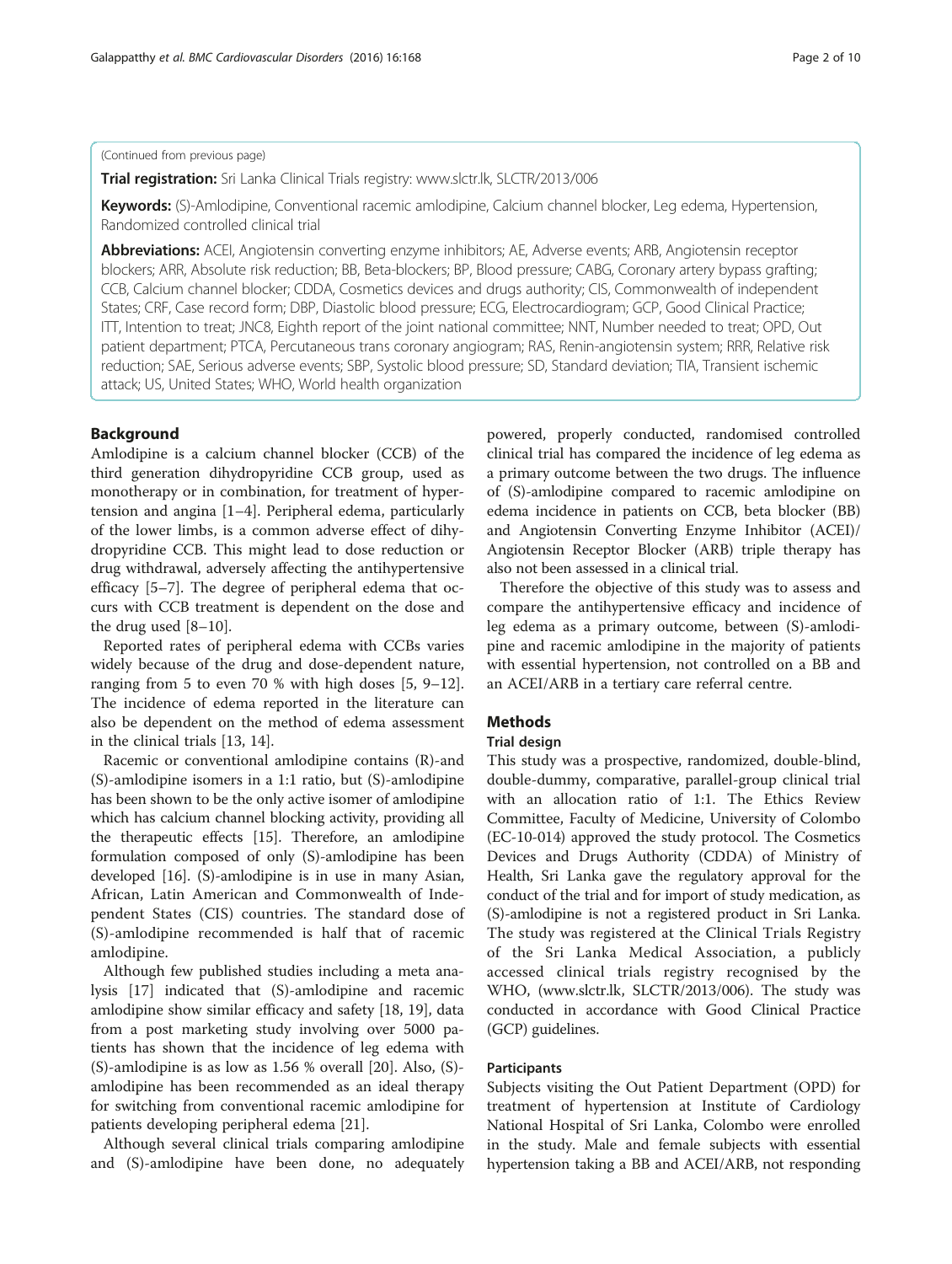(Continued from previous page)

**Trial registration:** Sri Lanka Clinical Trials registry: www.slctr.lk, SLCTR/2013/006

**Keywords:** (S)-Amlodipine, Conventional racemic amlodipine, Calcium channel blocker, Leg edema, Hypertension, Randomized controlled clinical trial

**Abbreviations:** ACEI, Angiotensin converting enzyme inhibitors; AE, Adverse events; ARB, Angiotensin receptor blockers; ARR, Absolute risk reduction; BB, Beta-blockers; BP, Blood pressure; CABG, Coronary artery bypass grafting; CCB, Calcium channel blocker; CDDA, Cosmetics devices and drugs authority; CIS, Commonwealth of independent States; CRF, Case record form; DBP, Diastolic blood pressure; ECG, Electrocardiogram; GCP, Good Clinical Practice; ITT, Intention to treat; JNC8, Eighth report of the joint national committee; NNT, Number needed to treat; OPD, Out patient department; PTCA, Percutaneous trans coronary angiogram; RAS, Renin-angiotensin system; RRR, Relative risk reduction; SAE, Serious adverse events; SBP, Systolic blood pressure; SD, Standard deviation; TIA, Transient ischemic attack; US, United States; WHO, World health organization

## Background

Amlodipine is a calcium channel blocker (CCB) of the third generation dihydropyridine CCB group, used as monotherapy or in combination, for treatment of hypertension and angina [1–4]. Peripheral edema, particularly of the lower limbs, is a common adverse effect of dihydropyridine CCB. This might lead to dose reduction or drug withdrawal, adversely affecting the antihypertensive efficacy [5–7]. The degree of peripheral edema that occurs with CCB treatment is dependent on the dose and the drug used [8–10].

Reported rates of peripheral edema with CCBs varies widely because of the drug and dose-dependent nature, ranging from 5 to even 70 % with high doses [5, 9–12]. The incidence of edema reported in the literature can also be dependent on the method of edema assessment in the clinical trials [13, 14].

Racemic or conventional amlodipine contains (R)-and (S)-amlodipine isomers in a 1:1 ratio, but (S)-amlodipine has been shown to be the only active isomer of amlodipine which has calcium channel blocking activity, providing all the therapeutic effects [15]. Therefore, an amlodipine formulation composed of only (S)-amlodipine has been developed [16]. (S)-amlodipine is in use in many Asian, African, Latin American and Commonwealth of Independent States (CIS) countries. The standard dose of (S)-amlodipine recommended is half that of racemic amlodipine.

Although few published studies including a meta analysis [17] indicated that (S)-amlodipine and racemic amlodipine show similar efficacy and safety [18, 19], data from a post marketing study involving over 5000 patients has shown that the incidence of leg edema with (S)-amlodipine is as low as 1.56 % overall [20]. Also, (S)-amlodipine has been recommended as an ideal therapy for switching from conventional racemic amlodipine for patients developing peripheral edema [21].

Although several clinical trials comparing amlodipine and (S)-amlodipine have been done, no adequately powered, properly conducted, randomised controlled clinical trial has compared the incidence of leg edema as a primary outcome between the two drugs. The influence of (S)-amlodipine compared to racemic amlodipine on edema incidence in patients on CCB, beta blocker (BB) and Angiotensin Converting Enzyme Inhibitor (ACEI)/ Angiotensin Receptor Blocker (ARB) triple therapy has also not been assessed in a clinical trial.

Therefore the objective of this study was to assess and compare the antihypertensive efficacy and incidence of leg edema as a primary outcome, between (S)-amlodipine and racemic amlodipine in the majority of patients with essential hypertension, not controlled on a BB and an ACEI/ARB in a tertiary care referral centre.

## Methods

### Trial design

This study was a prospective, randomized, double-blind, double-dummy, comparative, parallel-group clinical trial with an allocation ratio of 1:1. The Ethics Review Committee, Faculty of Medicine, University of Colombo (EC-10-014) approved the study protocol. The Cosmetics Devices and Drugs Authority (CDDA) of Ministry of Health, Sri Lanka gave the regulatory approval for the conduct of the trial and for import of study medication, as (S)-amlodipine is not a registered product in Sri Lanka. The study was registered at the Clinical Trials Registry of the Sri Lanka Medical Association, a publicly accessed clinical trials registry recognised by the WHO, (www.slctr.lk, SLCTR/2013/006). The study was conducted in accordance with Good Clinical Practice (GCP) guidelines.

#### Participants

Subjects visiting the Out Patient Department (OPD) for treatment of hypertension at Institute of Cardiology National Hospital of Sri Lanka, Colombo were enrolled in the study. Male and female subjects with essential hypertension taking a BB and ACEI/ARB, not responding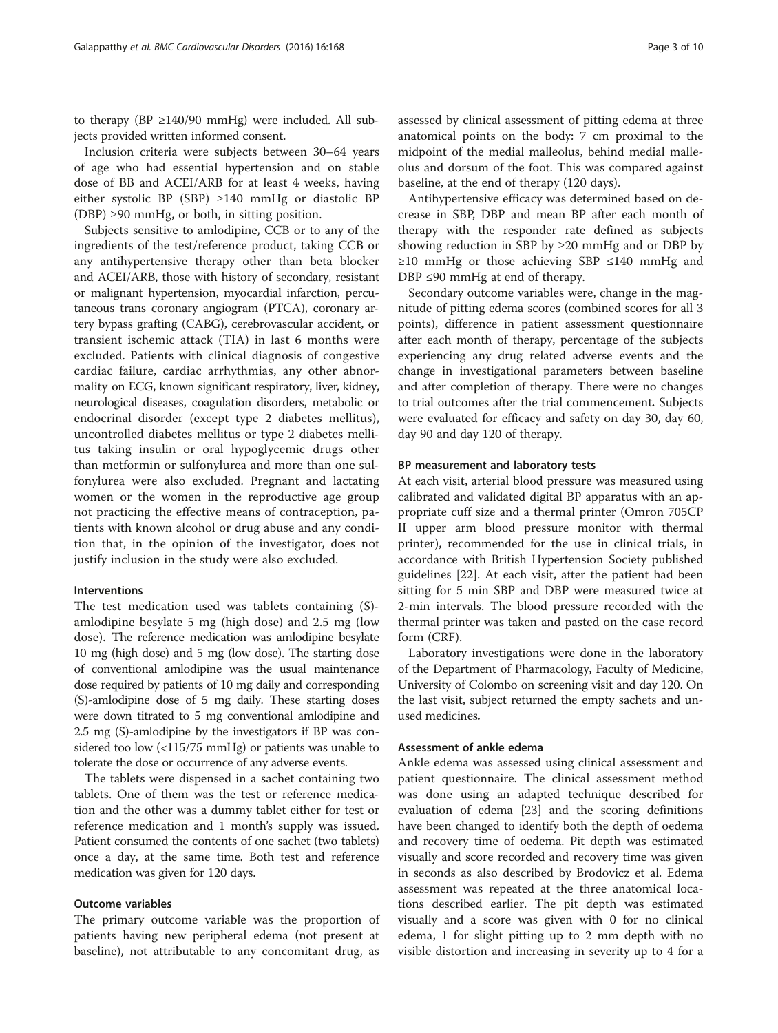to therapy (BP ≥140/90 mmHg) were included. All subjects provided written informed consent.

Inclusion criteria were subjects between 30–64 years of age who had essential hypertension and on stable dose of BB and ACEI/ARB for at least 4 weeks, having either systolic BP (SBP) ≥140 mmHg or diastolic BP (DBP) ≥90 mmHg, or both, in sitting position.

Subjects sensitive to amlodipine, CCB or to any of the ingredients of the test/reference product, taking CCB or any antihypertensive therapy other than beta blocker and ACEI/ARB, those with history of secondary, resistant or malignant hypertension, myocardial infarction, percutaneous trans coronary angiogram (PTCA), coronary artery bypass grafting (CABG), cerebrovascular accident, or transient ischemic attack (TIA) in last 6 months were excluded. Patients with clinical diagnosis of congestive cardiac failure, cardiac arrhythmias, any other abnormality on ECG, known significant respiratory, liver, kidney, neurological diseases, coagulation disorders, metabolic or endocrinal disorder (except type 2 diabetes mellitus), uncontrolled diabetes mellitus or type 2 diabetes mellitus taking insulin or oral hypoglycemic drugs other than metformin or sulfonylurea and more than one sulfonylurea were also excluded. Pregnant and lactating women or the women in the reproductive age group not practicing the effective means of contraception, patients with known alcohol or drug abuse and any condition that, in the opinion of the investigator, does not justify inclusion in the study were also excluded.

### Interventions

The test medication used was tablets containing (S)-amlodipine besylate 5 mg (high dose) and 2.5 mg (low dose). The reference medication was amlodipine besylate 10 mg (high dose) and 5 mg (low dose). The starting dose of conventional amlodipine was the usual maintenance dose required by patients of 10 mg daily and corresponding (S)-amlodipine dose of 5 mg daily. These starting doses were down titrated to 5 mg conventional amlodipine and 2.5 mg (S)-amlodipine by the investigators if BP was considered too low (<115/75 mmHg) or patients was unable to tolerate the dose or occurrence of any adverse events.

The tablets were dispensed in a sachet containing two tablets. One of them was the test or reference medication and the other was a dummy tablet either for test or reference medication and 1 month's supply was issued. Patient consumed the contents of one sachet (two tablets) once a day, at the same time. Both test and reference medication was given for 120 days.

### Outcome variables

The primary outcome variable was the proportion of patients having new peripheral edema (not present at baseline), not attributable to any concomitant drug, as assessed by clinical assessment of pitting edema at three anatomical points on the body: 7 cm proximal to the midpoint of the medial malleolus, behind medial malleolus and dorsum of the foot. This was compared against baseline, at the end of therapy (120 days).

Antihypertensive efficacy was determined based on decrease in SBP, DBP and mean BP after each month of therapy with the responder rate defined as subjects showing reduction in SBP by ≥20 mmHg and or DBP by ≥10 mmHg or those achieving SBP ≤140 mmHg and DBP ≤90 mmHg at end of therapy.

Secondary outcome variables were, change in the magnitude of pitting edema scores (combined scores for all 3 points), difference in patient assessment questionnaire after each month of therapy, percentage of the subjects experiencing any drug related adverse events and the change in investigational parameters between baseline and after completion of therapy. There were no changes to trial outcomes after the trial commencement. Subjects were evaluated for efficacy and safety on day 30, day 60, day 90 and day 120 of therapy.

### BP measurement and laboratory tests

At each visit, arterial blood pressure was measured using calibrated and validated digital BP apparatus with an appropriate cuff size and a thermal printer (Omron 705CP II upper arm blood pressure monitor with thermal printer), recommended for the use in clinical trials, in accordance with British Hypertension Society published guidelines [22]. At each visit, after the patient had been sitting for 5 min SBP and DBP were measured twice at 2-min intervals. The blood pressure recorded with the thermal printer was taken and pasted on the case record form (CRF).

Laboratory investigations were done in the laboratory of the Department of Pharmacology, Faculty of Medicine, University of Colombo on screening visit and day 120. On the last visit, subject returned the empty sachets and unused medicines.

### Assessment of ankle edema

Ankle edema was assessed using clinical assessment and patient questionnaire. The clinical assessment method was done using an adapted technique described for evaluation of edema [23] and the scoring definitions have been changed to identify both the depth of oedema and recovery time of oedema. Pit depth was estimated visually and score recorded and recovery time was given in seconds as also described by Brodovicz et al. Edema assessment was repeated at the three anatomical locations described earlier. The pit depth was estimated visually and a score was given with 0 for no clinical edema, 1 for slight pitting up to 2 mm depth with no visible distortion and increasing in severity up to 4 for a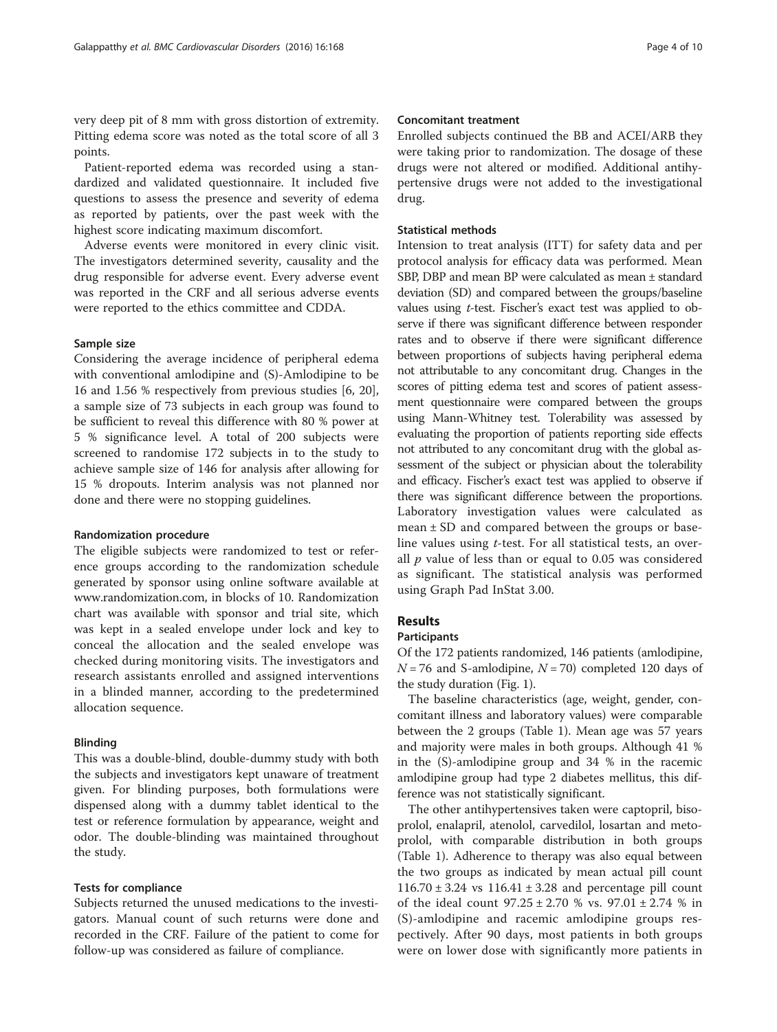very deep pit of 8 mm with gross distortion of extremity. Pitting edema score was noted as the total score of all 3 points.

Patient-reported edema was recorded using a standardized and validated questionnaire. It included five questions to assess the presence and severity of edema as reported by patients, over the past week with the highest score indicating maximum discomfort.

Adverse events were monitored in every clinic visit. The investigators determined severity, causality and the drug responsible for adverse event. Every adverse event was reported in the CRF and all serious adverse events were reported to the ethics committee and CDDA.

#### Sample size

Considering the average incidence of peripheral edema with conventional amlodipine and (S)-Amlodipine to be 16 and 1.56 % respectively from previous studies [6, 20], a sample size of 73 subjects in each group was found to be sufficient to reveal this difference with 80 % power at 5 % significance level. A total of 200 subjects were screened to randomise 172 subjects in to the study to achieve sample size of 146 for analysis after allowing for 15 % dropouts. Interim analysis was not planned nor done and there were no stopping guidelines.

#### Randomization procedure

The eligible subjects were randomized to test or reference groups according to the randomization schedule generated by sponsor using online software available at www.randomization.com, in blocks of 10. Randomization chart was available with sponsor and trial site, which was kept in a sealed envelope under lock and key to conceal the allocation and the sealed envelope was checked during monitoring visits. The investigators and research assistants enrolled and assigned interventions in a blinded manner, according to the predetermined allocation sequence.

#### Blinding

This was a double-blind, double-dummy study with both the subjects and investigators kept unaware of treatment given. For blinding purposes, both formulations were dispensed along with a dummy tablet identical to the test or reference formulation by appearance, weight and odor. The double-blinding was maintained throughout the study.

#### Tests for compliance

Subjects returned the unused medications to the investigators. Manual count of such returns were done and recorded in the CRF. Failure of the patient to come for follow-up was considered as failure of compliance.

#### Concomitant treatment

Enrolled subjects continued the BB and ACEI/ARB they were taking prior to randomization. The dosage of these drugs were not altered or modified. Additional antihypertensive drugs were not added to the investigational drug.

#### Statistical methods

Intension to treat analysis (ITT) for safety data and per protocol analysis for efficacy data was performed. Mean SBP, DBP and mean BP were calculated as mean ± standard deviation (SD) and compared between the groups/baseline values using *t*-test. Fischer's exact test was applied to observe if there was significant difference between responder rates and to observe if there were significant difference between proportions of subjects having peripheral edema not attributable to any concomitant drug. Changes in the scores of pitting edema test and scores of patient assessment questionnaire were compared between the groups using Mann-Whitney test. Tolerability was assessed by evaluating the proportion of patients reporting side effects not attributed to any concomitant drug with the global assessment of the subject or physician about the tolerability and efficacy. Fischer's exact test was applied to observe if there was significant difference between the proportions. Laboratory investigation values were calculated as mean ± SD and compared between the groups or baseline values using *t*-test. For all statistical tests, an overall $p$ value of less than or equal to 0.05 was considered as significant. The statistical analysis was performed using Graph Pad InStat 3.00.

## Results

#### Participants

Of the 172 patients randomized, 146 patients (amlodipine, $N = 76$ and S-amlodipine, $N = 70$) completed 120 days of the study duration (Fig. 1).

The baseline characteristics (age, weight, gender, concomitant illness and laboratory values) were comparable between the 2 groups (Table 1). Mean age was 57 years and majority were males in both groups. Although 41 % in the (S)-amlodipine group and 34 % in the racemic amlodipine group had type 2 diabetes mellitus, this difference was not statistically significant.

The other antihypertensives taken were captopril, bisoprolol, enalapril, atenolol, carvedilol, losartan and metoprolol, with comparable distribution in both groups (Table 1). Adherence to therapy was also equal between the two groups as indicated by mean actual pill count 116.70 ± 3.24 vs 116.41 ± 3.28 and percentage pill count of the ideal count 97.25 ± 2.70 % vs. 97.01 ± 2.74 % in (S)-amlodipine and racemic amlodipine groups respectively. After 90 days, most patients in both groups were on lower dose with significantly more patients in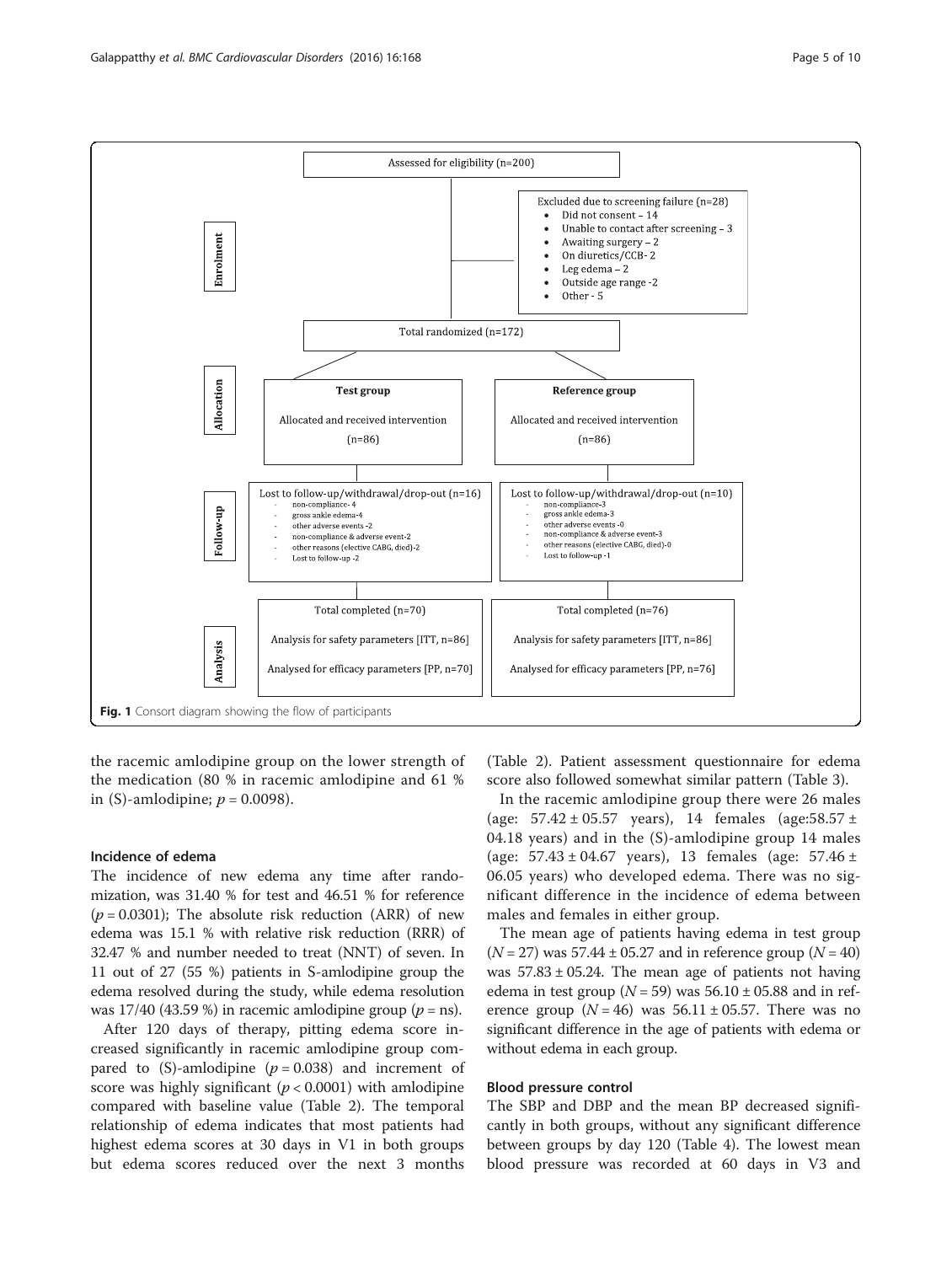Assessed for eligibility (n=200)

Excluded due to screening failure (n=28)

- Did not consent – 14
- Unable to contact after screening – 3
- Awaiting surgery – 2
- On diuretics/CCB- 2
- Leg edema – 2
- Outside age range -2
- Other - 5

Total randomized (n=172)

| | Test group | Reference group |
|---|---|---|
| Enrolment / Allocation | Allocated and received intervention (n=86) | Allocated and received intervention (n=86) |
| Follow-up | Lost to follow-up/withdrawal/drop-out (n=16)<br>- non-compliance- 4<br>- gross ankle edema-4<br>- other adverse events -2<br>- non-compliance & adverse event-2<br>- other reasons (elective CABG, died)-2<br>- Lost to follow-up -2 | Lost to follow-up/withdrawal/drop-out (n=10)<br>- non-compliance-3<br>- gross ankle edema-3<br>- other adverse events -0<br>- non-compliance & adverse event-3<br>- other reasons (elective CABG, died)-0<br>- Lost to follow-up -1 |
| Analysis | Total completed (n=70)<br>Analysis for safety parameters [ITT, n=86]<br>Analysed for efficacy parameters [PP, n=70] | Total completed (n=76)<br>Analysis for safety parameters [ITT, n=86]<br>Analysed for efficacy parameters [PP, n=76] |

**Fig. 1** Consort diagram showing the flow of participants

the racemic amlodipine group on the lower strength of the medication (80 % in racemic amlodipine and 61 % in (S)-amlodipine; $p = 0.0098$).

### Incidence of edema

The incidence of new edema any time after randomization, was 31.40 % for test and 46.51 % for reference ($p = 0.0301$); The absolute risk reduction (ARR) of new edema was 15.1 % with relative risk reduction (RRR) of 32.47 % and number needed to treat (NNT) of seven. In 11 out of 27 (55 %) patients in S-amlodipine group the edema resolved during the study, while edema resolution was 17/40 (43.59 %) in racemic amlodipine group ($p$ = ns).

After 120 days of therapy, pitting edema score increased significantly in racemic amlodipine group compared to (S)-amlodipine ($p = 0.038$) and increment of score was highly significant ($p < 0.0001$) with amlodipine compared with baseline value (Table 2). The temporal relationship of edema indicates that most patients had highest edema scores at 30 days in V1 in both groups but edema scores reduced over the next 3 months (Table 2). Patient assessment questionnaire for edema score also followed somewhat similar pattern (Table 3).

In the racemic amlodipine group there were 26 males (age: 57.42 ± 05.57 years), 14 females (age:58.57 ± 04.18 years) and in the (S)-amlodipine group 14 males (age: 57.43 ± 04.67 years), 13 females (age: 57.46 ± 06.05 years) who developed edema. There was no significant difference in the incidence of edema between males and females in either group.

The mean age of patients having edema in test group ($N = 27$) was 57.44 ± 05.27 and in reference group ($N = 40$) was 57.83 ± 05.24. The mean age of patients not having edema in test group ($N = 59$) was 56.10 ± 05.88 and in reference group ($N = 46$) was 56.11 ± 05.57. There was no significant difference in the age of patients with edema or without edema in each group.

### Blood pressure control

The SBP and DBP and the mean BP decreased significantly in both groups, without any significant difference between groups by day 120 (Table 4). The lowest mean blood pressure was recorded at 60 days in V3 and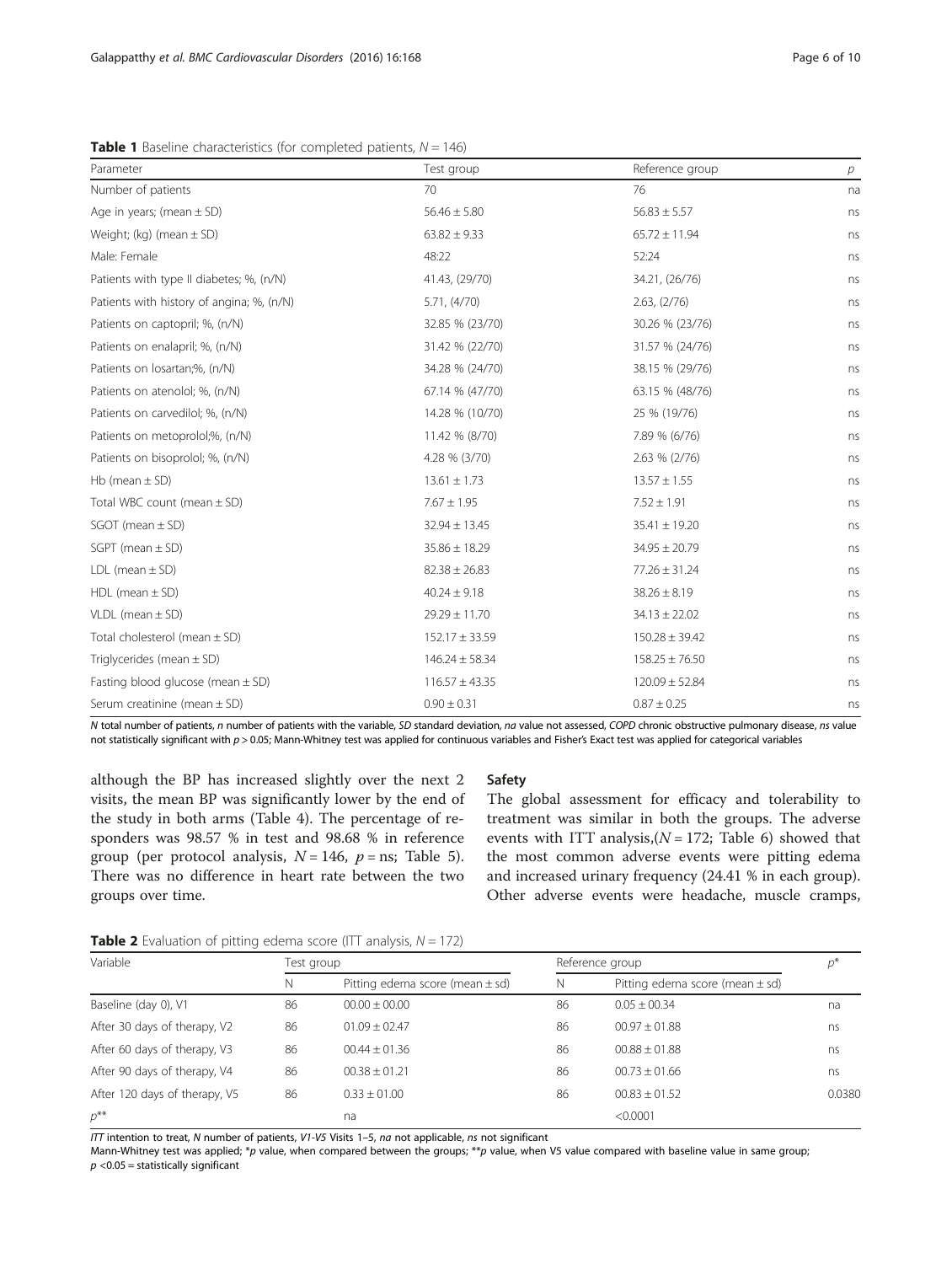**Table 1** Baseline characteristics (for completed patients, $N = 146$)

| Parameter | Test group | Reference group | p |
|---|---|---|---|
| Number of patients | 70 | 76 | na |
| Age in years; (mean ± SD) | 56.46 ± 5.80 | 56.83 ± 5.57 | ns |
| Weight; (kg) (mean ± SD) | 63.82 ± 9.33 | 65.72 ± 11.94 | ns |
| Male: Female | 48:22 | 52:24 | ns |
| Patients with type II diabetes; %, (n/N) | 41.43, (29/70) | 34.21, (26/76) | ns |
| Patients with history of angina; %, (n/N) | 5.71, (4/70) | 2.63, (2/76) | ns |
| Patients on captopril; %, (n/N) | 32.85 % (23/70) | 30.26 % (23/76) | ns |
| Patients on enalapril; %, (n/N) | 31.42 % (22/70) | 31.57 % (24/76) | ns |
| Patients on losartan;%, (n/N) | 34.28 % (24/70) | 38.15 % (29/76) | ns |
| Patients on atenolol; %, (n/N) | 67.14 % (47/70) | 63.15 % (48/76) | ns |
| Patients on carvedilol; %, (n/N) | 14.28 % (10/70) | 25 % (19/76) | ns |
| Patients on metoprolol;%, (n/N) | 11.42 % (8/70) | 7.89 % (6/76) | ns |
| Patients on bisoprolol; %, (n/N) | 4.28 % (3/70) | 2.63 % (2/76) | ns |
| Hb (mean ± SD) | 13.61 ± 1.73 | 13.57 ± 1.55 | ns |
| Total WBC count (mean ± SD) | 7.67 ± 1.95 | 7.52 ± 1.91 | ns |
| SGOT (mean ± SD) | 32.94 ± 13.45 | 35.41 ± 19.20 | ns |
| SGPT (mean ± SD) | 35.86 ± 18.29 | 34.95 ± 20.79 | ns |
| LDL (mean ± SD) | 82.38 ± 26.83 | 77.26 ± 31.24 | ns |
| HDL (mean ± SD) | 40.24 ± 9.18 | 38.26 ± 8.19 | ns |
| VLDL (mean ± SD) | 29.29 ± 11.70 | 34.13 ± 22.02 | ns |
| Total cholesterol (mean ± SD) | 152.17 ± 33.59 | 150.28 ± 39.42 | ns |
| Triglycerides (mean ± SD) | 146.24 ± 58.34 | 158.25 ± 76.50 | ns |
| Fasting blood glucose (mean ± SD) | 116.57 ± 43.35 | 120.09 ± 52.84 | ns |
| Serum creatinine (mean ± SD) | 0.90 ± 0.31 | 0.87 ± 0.25 | ns |

*N* total number of patients, *n* number of patients with the variable, *SD* standard deviation, *na* value not assessed, *COPD* chronic obstructive pulmonary disease, *ns* value not statistically significant with $p > 0.05$; Mann-Whitney test was applied for continuous variables and Fisher's Exact test was applied for categorical variables

although the BP has increased slightly over the next 2 visits, the mean BP was significantly lower by the end of the study in both arms (Table 4). The percentage of responders was 98.57 % in test and 98.68 % in reference group (per protocol analysis, $N = 146$, $p =$ ns; Table 5). There was no difference in heart rate between the two groups over time.

### Safety

The global assessment for efficacy and tolerability to treatment was similar in both the groups. The adverse events with ITT analysis,($N = 172$; Table 6) showed that the most common adverse events were pitting edema and increased urinary frequency (24.41 % in each group). Other adverse events were headache, muscle cramps,

**Table 2** Evaluation of pitting edema score (ITT analysis, $N = 172$)

| Variable | Test group | | Reference group | | $p^*$ |
|---|---|---|---|---|---|
| | N | Pitting edema score (mean ± sd) | N | Pitting edema score (mean ± sd) | |
| Baseline (day 0), V1 | 86 | 00.00 ± 00.00 | 86 | 0.05 ± 00.34 | na |
| After 30 days of therapy, V2 | 86 | 01.09 ± 02.47 | 86 | 00.97 ± 01.88 | ns |
| After 60 days of therapy, V3 | 86 | 00.44 ± 01.36 | 86 | 00.88 ± 01.88 | ns |
| After 90 days of therapy, V4 | 86 | 00.38 ± 01.21 | 86 | 00.73 ± 01.66 | ns |
| After 120 days of therapy, V5 | 86 | 0.33 ± 01.00 | 86 | 00.83 ± 01.52 | 0.0380 |
| $p^{**}$ | | na | | <0.0001 | |

*ITT* intention to treat, *N* number of patients, *V1-V5* Visits 1–5, *na* not applicable, *ns* not significant

Mann-Whitney test was applied; *p value, when compared between the groups; **p value, when V5 value compared with baseline value in same group; $p < 0.05$ = statistically significant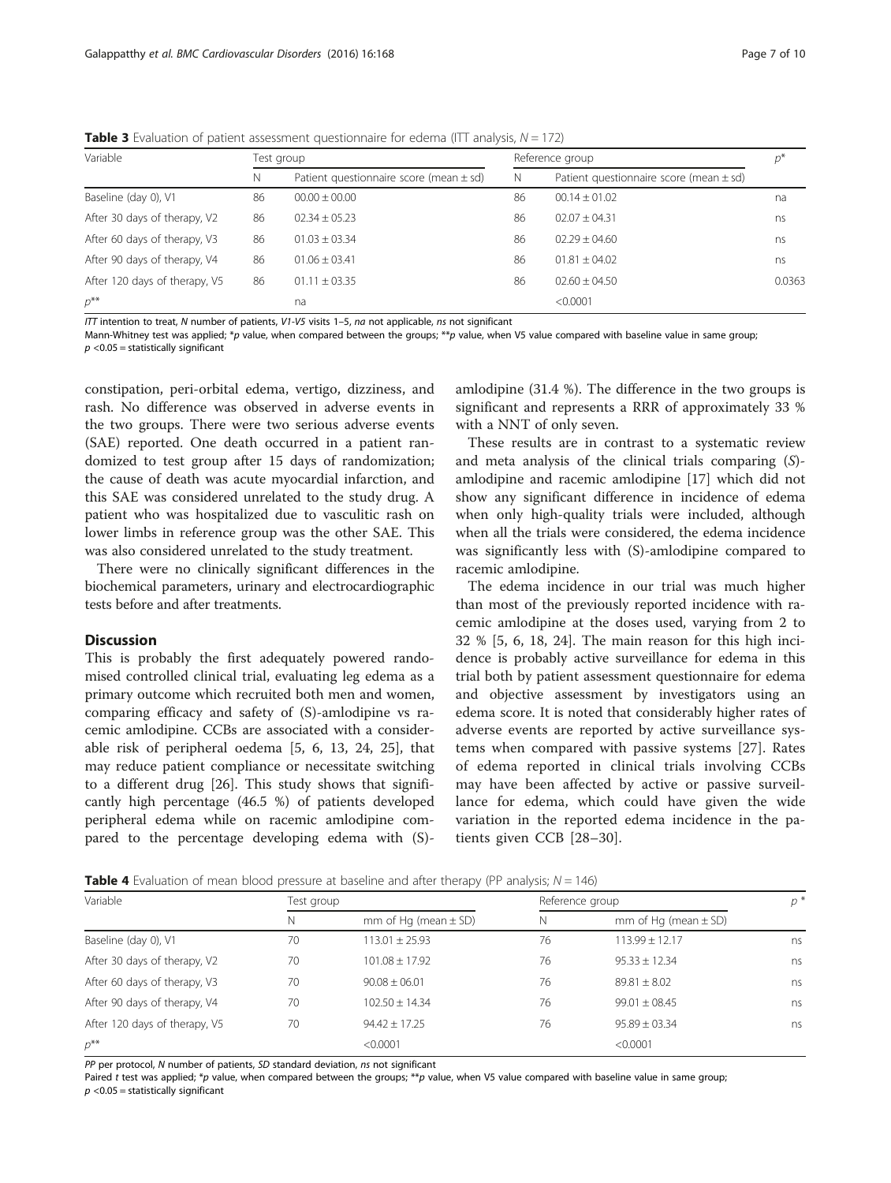**Table 3** Evaluation of patient assessment questionnaire for edema (ITT analysis, $N = 172$)

| Variable | Test group | | Reference group | | $p$* |
|---|---|---|---|---|---|
| | N | Patient questionnaire score (mean ± sd) | N | Patient questionnaire score (mean ± sd) | |
| Baseline (day 0), V1 | 86 | 00.00 ± 00.00 | 86 | 00.14 ± 01.02 | na |
| After 30 days of therapy, V2 | 86 | 02.34 ± 05.23 | 86 | 02.07 ± 04.31 | ns |
| After 60 days of therapy, V3 | 86 | 01.03 ± 03.34 | 86 | 02.29 ± 04.60 | ns |
| After 90 days of therapy, V4 | 86 | 01.06 ± 03.41 | 86 | 01.81 ± 04.02 | ns |
| After 120 days of therapy, V5 | 86 | 01.11 ± 03.35 | 86 | 02.60 ± 04.50 | 0.0363 |
| $p$** | | na | | <0.0001 | |

*ITT* intention to treat, *N* number of patients, *V1-V5* visits 1–5, *na* not applicable, *ns* not significant
Mann-Whitney test was applied; \*$p$ value, when compared between the groups; \*\*$p$ value, when V5 value compared with baseline value in same group; $p < 0.05$ = statistically significant

constipation, peri-orbital edema, vertigo, dizziness, and rash. No difference was observed in adverse events in the two groups. There were two serious adverse events (SAE) reported. One death occurred in a patient randomized to test group after 15 days of randomization; the cause of death was acute myocardial infarction, and this SAE was considered unrelated to the study drug. A patient who was hospitalized due to vasculitic rash on lower limbs in reference group was the other SAE. This was also considered unrelated to the study treatment.

There were no clinically significant differences in the biochemical parameters, urinary and electrocardiographic tests before and after treatments.

## Discussion

This is probably the first adequately powered randomised controlled clinical trial, evaluating leg edema as a primary outcome which recruited both men and women, comparing efficacy and safety of (*S*)-amlodipine vs racemic amlodipine. CCBs are associated with a considerable risk of peripheral oedema [5, 6, 13, 24, 25], that may reduce patient compliance or necessitate switching to a different drug [26]. This study shows that significantly high percentage (46.5 %) of patients developed peripheral edema while on racemic amlodipine compared to the percentage developing edema with (*S*)-amlodipine (31.4 %). The difference in the two groups is significant and represents a RRR of approximately 33 % with a NNT of only seven.

These results are in contrast to a systematic review and meta analysis of the clinical trials comparing (*S*)-amlodipine and racemic amlodipine [17] which did not show any significant difference in incidence of edema when only high-quality trials were included, although when all the trials were considered, the edema incidence was significantly less with (S)-amlodipine compared to racemic amlodipine.

The edema incidence in our trial was much higher than most of the previously reported incidence with racemic amlodipine at the doses used, varying from 2 to 32 % [5, 6, 18, 24]. The main reason for this high incidence is probably active surveillance for edema in this trial both by patient assessment questionnaire for edema and objective assessment by investigators using an edema score. It is noted that considerably higher rates of adverse events are reported by active surveillance systems when compared with passive systems [27]. Rates of edema reported in clinical trials involving CCBs may have been affected by active or passive surveillance for edema, which could have given the wide variation in the reported edema incidence in the patients given CCB [28–30].

**Table 4** Evaluation of mean blood pressure at baseline and after therapy (PP analysis; $N = 146$)

| Variable | Test group | | Reference group | | $p$ * |
|---|---|---|---|---|---|
| | N | mm of Hg (mean ± SD) | N | mm of Hg (mean ± SD) | |
| Baseline (day 0), V1 | 70 | 113.01 ± 25.93 | 76 | 113.99 ± 12.17 | ns |
| After 30 days of therapy, V2 | 70 | 101.08 ± 17.92 | 76 | 95.33 ± 12.34 | ns |
| After 60 days of therapy, V3 | 70 | 90.08 ± 06.01 | 76 | 89.81 ± 8.02 | ns |
| After 90 days of therapy, V4 | 70 | 102.50 ± 14.34 | 76 | 99.01 ± 08.45 | ns |
| After 120 days of therapy, V5 | 70 | 94.42 ± 17.25 | 76 | 95.89 ± 03.34 | ns |
| $p$** | | <0.0001 | | <0.0001 | |

*PP* per protocol, *N* number of patients, *SD* standard deviation, *ns* not significant
Paired $t$ test was applied; \*$p$ value, when compared between the groups; \*\*$p$ value, when V5 value compared with baseline value in same group; $p < 0.05$ = statistically significant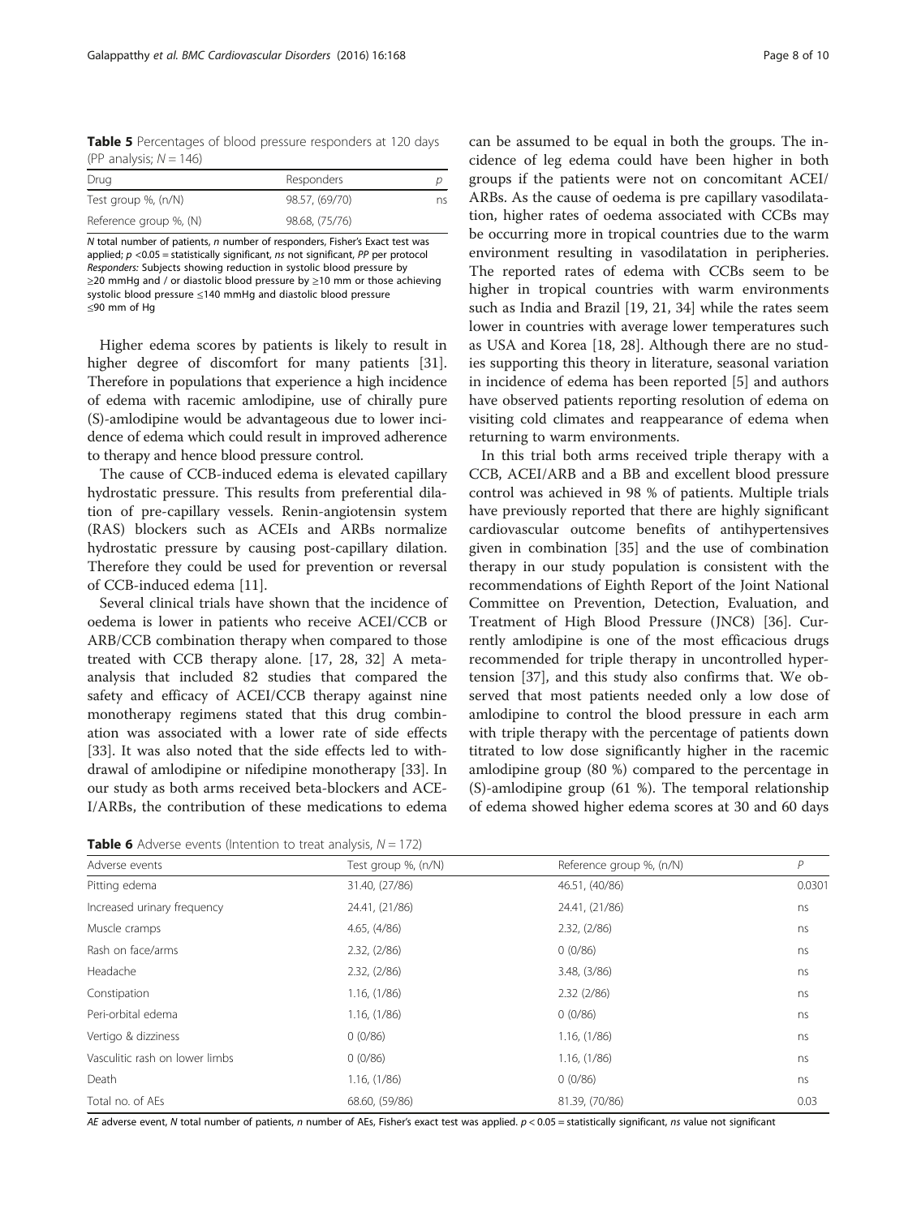**Table 5** Percentages of blood pressure responders at 120 days (PP analysis; $N = 146$)

| Drug | Responders | p |
|---|---|---|
| Test group %, (n/N) | 98.57, (69/70) | ns |
| Reference group %, (N) | 98.68, (75/76) | |

*N* total number of patients, *n* number of responders, Fisher's Exact test was applied; $p < 0.05$ = statistically significant, *ns* not significant, *PP* per protocol
*Responders:* Subjects showing reduction in systolic blood pressure by ≥20 mmHg and / or diastolic blood pressure by ≥10 mm or those achieving systolic blood pressure ≤140 mmHg and diastolic blood pressure ≤90 mm of Hg

Higher edema scores by patients is likely to result in higher degree of discomfort for many patients [31]. Therefore in populations that experience a high incidence of edema with racemic amlodipine, use of chirally pure (S)-amlodipine would be advantageous due to lower incidence of edema which could result in improved adherence to therapy and hence blood pressure control.

The cause of CCB-induced edema is elevated capillary hydrostatic pressure. This results from preferential dilation of pre-capillary vessels. Renin-angiotensin system (RAS) blockers such as ACEIs and ARBs normalize hydrostatic pressure by causing post-capillary dilation. Therefore they could be used for prevention or reversal of CCB-induced edema [11].

Several clinical trials have shown that the incidence of oedema is lower in patients who receive ACEI/CCB or ARB/CCB combination therapy when compared to those treated with CCB therapy alone. [17, 28, 32] A meta-analysis that included 82 studies that compared the safety and efficacy of ACEI/CCB therapy against nine monotherapy regimens stated that this drug combination was associated with a lower rate of side effects [33]. It was also noted that the side effects led to withdrawal of amlodipine or nifedipine monotherapy [33]. In our study as both arms received beta-blockers and ACE-I/ARBs, the contribution of these medications to edema can be assumed to be equal in both the groups. The incidence of leg edema could have been higher in both groups if the patients were not on concomitant ACEI/ARBs. As the cause of oedema is pre capillary vasodilatation, higher rates of oedema associated with CCBs may be occurring more in tropical countries due to the warm environment resulting in vasodilatation in peripheries. The reported rates of edema with CCBs seem to be higher in tropical countries with warm environments such as India and Brazil [19, 21, 34] while the rates seem lower in countries with average lower temperatures such as USA and Korea [18, 28]. Although there are no studies supporting this theory in literature, seasonal variation in incidence of edema has been reported [5] and authors have observed patients reporting resolution of edema on visiting cold climates and reappearance of edema when returning to warm environments.

In this trial both arms received triple therapy with a CCB, ACEI/ARB and a BB and excellent blood pressure control was achieved in 98 % of patients. Multiple trials have previously reported that there are highly significant cardiovascular outcome benefits of antihypertensives given in combination [35] and the use of combination therapy in our study population is consistent with the recommendations of Eighth Report of the Joint National Committee on Prevention, Detection, Evaluation, and Treatment of High Blood Pressure (JNC8) [36]. Currently amlodipine is one of the most efficacious drugs recommended for triple therapy in uncontrolled hypertension [37], and this study also confirms that. We observed that most patients needed only a low dose of amlodipine to control the blood pressure in each arm with triple therapy with the percentage of patients down titrated to low dose significantly higher in the racemic amlodipine group (80 %) compared to the percentage in (S)-amlodipine group (61 %). The temporal relationship of edema showed higher edema scores at 30 and 60 days

**Table 6** Adverse events (Intention to treat analysis, $N = 172$)

| Adverse events | Test group %, (n/N) | Reference group %, (n/N) | P |
|---|---|---|---|
| Pitting edema | 31.40, (27/86) | 46.51, (40/86) | 0.0301 |
| Increased urinary frequency | 24.41, (21/86) | 24.41, (21/86) | ns |
| Muscle cramps | 4.65, (4/86) | 2.32, (2/86) | ns |
| Rash on face/arms | 2.32, (2/86) | 0 (0/86) | ns |
| Headache | 2.32, (2/86) | 3.48, (3/86) | ns |
| Constipation | 1.16, (1/86) | 2.32 (2/86) | ns |
| Peri-orbital edema | 1.16, (1/86) | 0 (0/86) | ns |
| Vertigo & dizziness | 0 (0/86) | 1.16, (1/86) | ns |
| Vasculitic rash on lower limbs | 0 (0/86) | 1.16, (1/86) | ns |
| Death | 1.16, (1/86) | 0 (0/86) | ns |
| Total no. of AEs | 68.60, (59/86) | 81.39, (70/86) | 0.03 |

*AE* adverse event, *N* total number of patients, *n* number of AEs, Fisher's exact test was applied. $p < 0.05$ = statistically significant, *ns* value not significant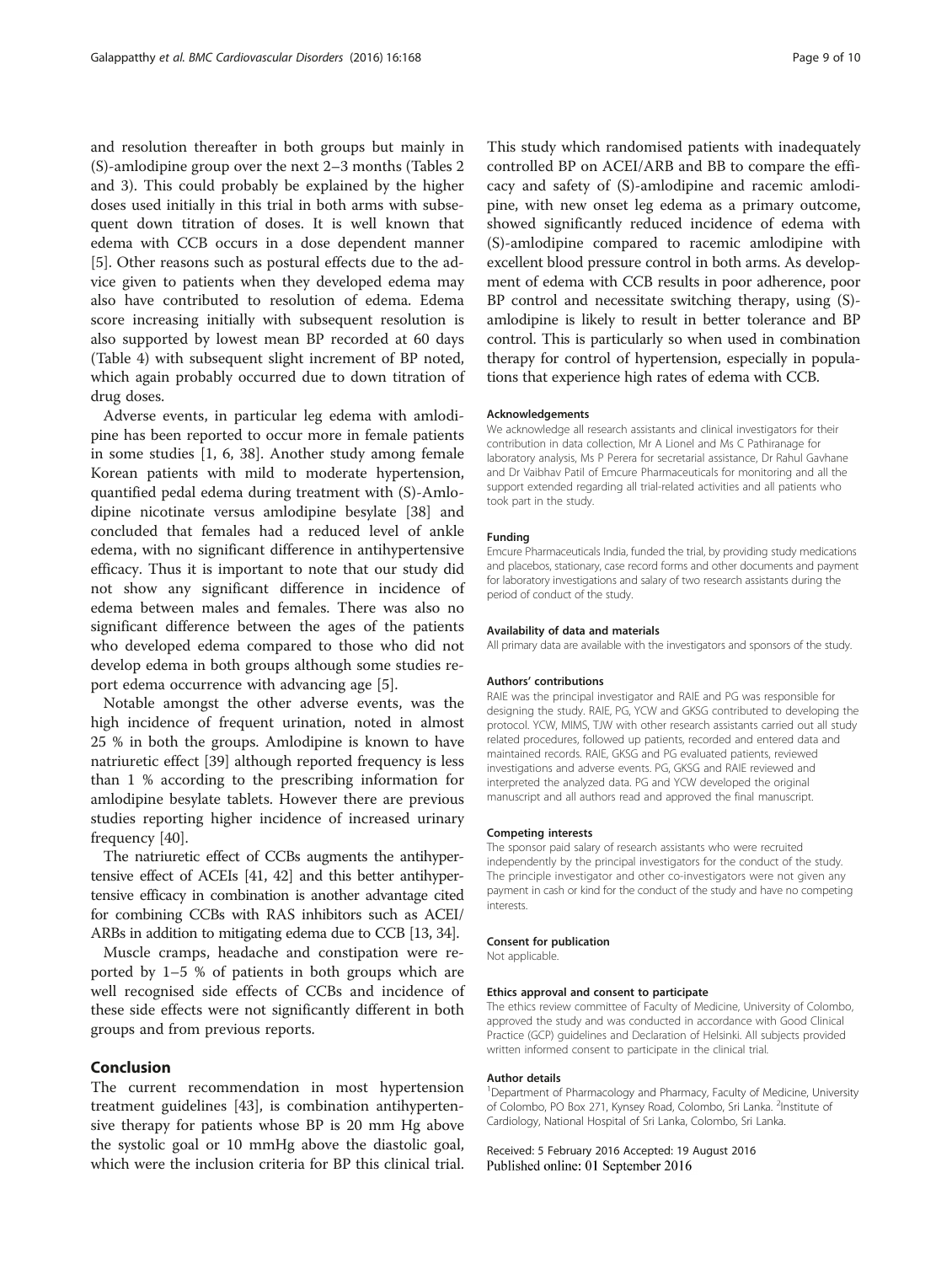and resolution thereafter in both groups but mainly in (S)-amlodipine group over the next 2–3 months (Tables 2 and 3). This could probably be explained by the higher doses used initially in this trial in both arms with subsequent down titration of doses. It is well known that edema with CCB occurs in a dose dependent manner [5]. Other reasons such as postural effects due to the advice given to patients when they developed edema may also have contributed to resolution of edema. Edema score increasing initially with subsequent resolution is also supported by lowest mean BP recorded at 60 days (Table 4) with subsequent slight increment of BP noted, which again probably occurred due to down titration of drug doses.

Adverse events, in particular leg edema with amlodipine has been reported to occur more in female patients in some studies [1, 6, 38]. Another study among female Korean patients with mild to moderate hypertension, quantified pedal edema during treatment with (S)-Amlodipine nicotinate versus amlodipine besylate [38] and concluded that females had a reduced level of ankle edema, with no significant difference in antihypertensive efficacy. Thus it is important to note that our study did not show any significant difference in incidence of edema between males and females. There was also no significant difference between the ages of the patients who developed edema compared to those who did not develop edema in both groups although some studies report edema occurrence with advancing age [5].

Notable amongst the other adverse events, was the high incidence of frequent urination, noted in almost 25 % in both the groups. Amlodipine is known to have natriuretic effect [39] although reported frequency is less than 1 % according to the prescribing information for amlodipine besylate tablets. However there are previous studies reporting higher incidence of increased urinary frequency [40].

The natriuretic effect of CCBs augments the antihypertensive effect of ACEIs [41, 42] and this better antihypertensive efficacy in combination is another advantage cited for combining CCBs with RAS inhibitors such as ACEI/ARBs in addition to mitigating edema due to CCB [13, 34].

Muscle cramps, headache and constipation were reported by 1–5 % of patients in both groups which are well recognised side effects of CCBs and incidence of these side effects were not significantly different in both groups and from previous reports.

## Conclusion

The current recommendation in most hypertension treatment guidelines [43], is combination antihypertensive therapy for patients whose BP is 20 mm Hg above the systolic goal or 10 mmHg above the diastolic goal, which were the inclusion criteria for BP this clinical trial. This study which randomised patients with inadequately controlled BP on ACEI/ARB and BB to compare the efficacy and safety of (S)-amlodipine and racemic amlodipine, with new onset leg edema as a primary outcome, showed significantly reduced incidence of edema with (S)-amlodipine compared to racemic amlodipine with excellent blood pressure control in both arms. As development of edema with CCB results in poor adherence, poor BP control and necessitate switching therapy, using (S)-amlodipine is likely to result in better tolerance and BP control. This is particularly so when used in combination therapy for control of hypertension, especially in populations that experience high rates of edema with CCB.

#### Acknowledgements

We acknowledge all research assistants and clinical investigators for their contribution in data collection, Mr A Lionel and Ms C Pathiranage for laboratory analysis, Ms P Perera for secretarial assistance, Dr Rahul Gavhane and Dr Vaibhav Patil of Emcure Pharmaceuticals for monitoring and all the support extended regarding all trial-related activities and all patients who took part in the study.

#### Funding

Emcure Pharmaceuticals India, funded the trial, by providing study medications and placebos, stationary, case record forms and other documents and payment for laboratory investigations and salary of two research assistants during the period of conduct of the study.

#### Availability of data and materials

All primary data are available with the investigators and sponsors of the study.

#### Authors' contributions

RAIE was the principal investigator and RAIE and PG was responsible for designing the study. RAIE, PG, YCW and GKSG contributed to developing the protocol. YCW, MIMS, TJW with other research assistants carried out all study related procedures, followed up patients, recorded and entered data and maintained records. RAIE, GKSG and PG evaluated patients, reviewed investigations and adverse events. PG, GKSG and RAIE reviewed and interpreted the analyzed data. PG and YCW developed the original manuscript and all authors read and approved the final manuscript.

#### Competing interests

The sponsor paid salary of research assistants who were recruited independently by the principal investigators for the conduct of the study. The principle investigator and other co-investigators were not given any payment in cash or kind for the conduct of the study and have no competing interests.

#### Consent for publication

Not applicable.

#### Ethics approval and consent to participate

The ethics review committee of Faculty of Medicine, University of Colombo, approved the study and was conducted in accordance with Good Clinical Practice (GCP) guidelines and Declaration of Helsinki. All subjects provided written informed consent to participate in the clinical trial.

#### Author details

[1]Department of Pharmacology and Pharmacy, Faculty of Medicine, University of Colombo, PO Box 271, Kynsey Road, Colombo, Sri Lanka. [2]Institute of Cardiology, National Hospital of Sri Lanka, Colombo, Sri Lanka.

Received: 5 February 2016 Accepted: 19 August 2016
Published online: 01 September 2016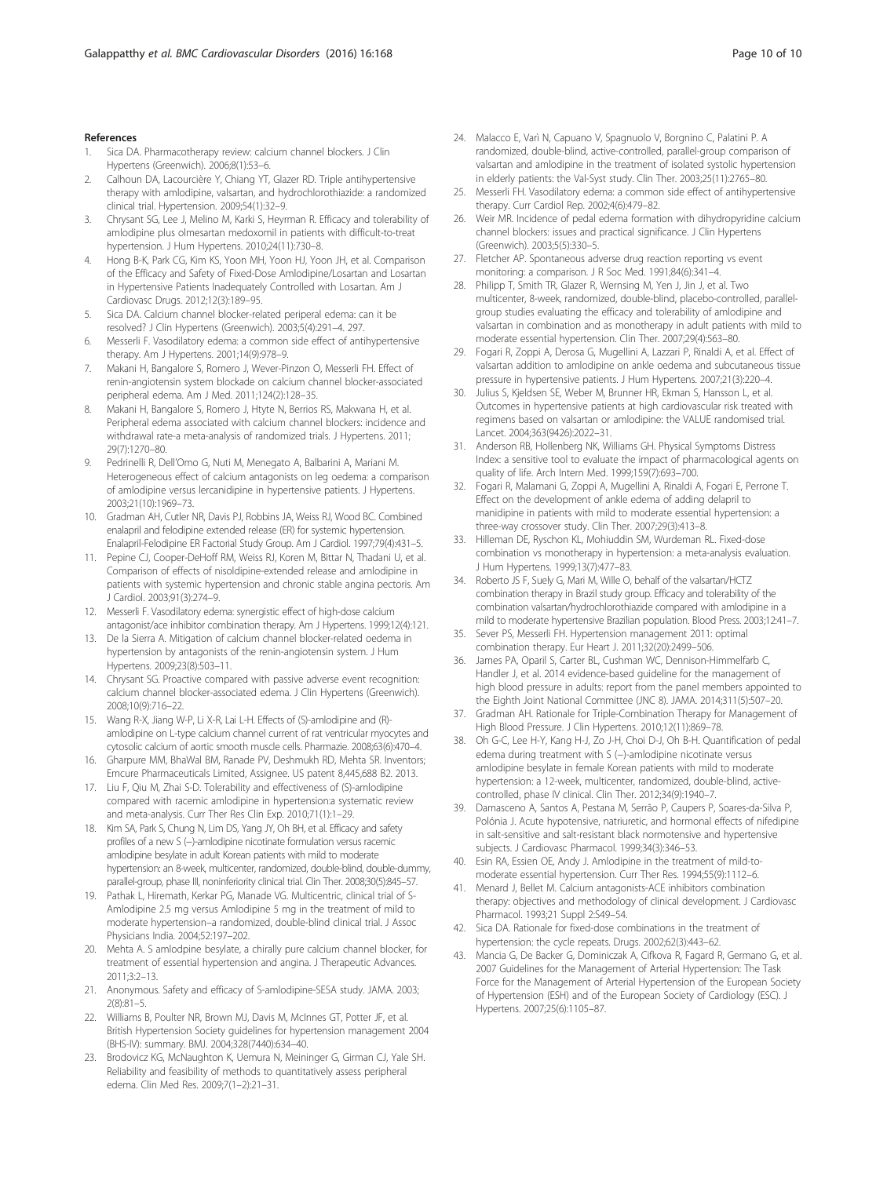## References

1. Sica DA. Pharmacotherapy review: calcium channel blockers. J Clin Hypertens (Greenwich). 2006;8(1):53–6.
2. Calhoun DA, Lacourcière Y, Chiang YT, Glazer RD. Triple antihypertensive therapy with amlodipine, valsartan, and hydrochlorothiazide: a randomized clinical trial. Hypertension. 2009;54(1):32–9.
3. Chrysant SG, Lee J, Melino M, Karki S, Heyrman R. Efficacy and tolerability of amlodipine plus olmesartan medoxomil in patients with difficult-to-treat hypertension. J Hum Hypertens. 2010;24(11):730–8.
4. Hong B-K, Park CG, Kim KS, Yoon MH, Yoon HJ, Yoon JH, et al. Comparison of the Efficacy and Safety of Fixed-Dose Amlodipine/Losartan and Losartan in Hypertensive Patients Inadequately Controlled with Losartan. Am J Cardiovasc Drugs. 2012;12(3):189–95.
5. Sica DA. Calcium channel blocker-related periperal edema: can it be resolved? J Clin Hypertens (Greenwich). 2003;5(4):291–4. 297.
6. Messerli F. Vasodilatory edema: a common side effect of antihypertensive therapy. Am J Hypertens. 2001;14(9):978–9.
7. Makani H, Bangalore S, Romero J, Wever-Pinzon O, Messerli FH. Effect of renin-angiotensin system blockade on calcium channel blocker-associated peripheral edema. Am J Med. 2011;124(2):128–35.
8. Makani H, Bangalore S, Romero J, Htyte N, Berrios RS, Makwana H, et al. Peripheral edema associated with calcium channel blockers: incidence and withdrawal rate-a meta-analysis of randomized trials. J Hypertens. 2011; 29(7):1270–80.
9. Pedrinelli R, Dell'Omo G, Nuti M, Menegato A, Balbarini A, Mariani M. Heterogeneous effect of calcium antagonists on leg oedema: a comparison of amlodipine versus lercanidipine in hypertensive patients. J Hypertens. 2003;21(10):1969–73.
10. Gradman AH, Cutler NR, Davis PJ, Robbins JA, Weiss RJ, Wood BC. Combined enalapril and felodipine extended release (ER) for systemic hypertension. Enalapril-Felodipine ER Factorial Study Group. Am J Cardiol. 1997;79(4):431–5.
11. Pepine CJ, Cooper-DeHoff RM, Weiss RJ, Koren M, Bittar N, Thadani U, et al. Comparison of effects of nisoldipine-extended release and amlodipine in patients with systemic hypertension and chronic stable angina pectoris. Am J Cardiol. 2003;91(3):274–9.
12. Messerli F. Vasodilatory edema: synergistic effect of high-dose calcium antagonist/ace inhibitor combination therapy. Am J Hypertens. 1999;12(4):121.
13. De la Sierra A. Mitigation of calcium channel blocker-related oedema in hypertension by antagonists of the renin-angiotensin system. J Hum Hypertens. 2009;23(8):503–11.
14. Chrysant SG. Proactive compared with passive adverse event recognition: calcium channel blocker-associated edema. J Clin Hypertens (Greenwich). 2008;10(9):716–22.
15. Wang R-X, Jiang W-P, Li X-R, Lai L-H. Effects of (S)-amlodipine and (R)-amlodipine on L-type calcium channel current of rat ventricular myocytes and cytosolic calcium of aortic smooth muscle cells. Pharmazie. 2008;63(6):470–4.
16. Gharpure MM, BhaWal BM, Ranade PV, Deshmukh RD, Mehta SR. Inventors; Emcure Pharmaceuticals Limited, Assignee. US patent 8,445,688 B2. 2013.
17. Liu F, Qiu M, Zhai S-D. Tolerability and effectiveness of (S)-amlodipine compared with racemic amlodipine in hypertension:a systematic review and meta-analysis. Curr Ther Res Clin Exp. 2010;71(1):1–29.
18. Kim SA, Park S, Chung N, Lim DS, Yang JY, Oh BH, et al. Efficacy and safety profiles of a new S (−)-amlodipine nicotinate formulation versus racemic amlodipine besylate in adult Korean patients with mild to moderate hypertension: an 8-week, multicenter, randomized, double-blind, double-dummy, parallel-group, phase III, noninferiority clinical trial. Clin Ther. 2008;30(5):845–57.
19. Pathak L, Hiremath, Kerkar PG, Manade VG. Multicentric, clinical trial of S-Amlodipine 2.5 mg versus Amlodipine 5 mg in the treatment of mild to moderate hypertension–a randomized, double-blind clinical trial. J Assoc Physicians India. 2004;52:197–202.
20. Mehta A. S amlodpine besylate, a chirally pure calcium channel blocker, for treatment of essential hypertension and angina. J Therapeutic Advances. 2011;3:2–13.
21. Anonymous. Safety and efficacy of S-amlodipine-SESA study. JAMA. 2003; 2(8):81–5.
22. Williams B, Poulter NR, Brown MJ, Davis M, McInnes GT, Potter JF, et al. British Hypertension Society guidelines for hypertension management 2004 (BHS-IV): summary. BMJ. 2004;328(7440):634–40.
23. Brodovicz KG, McNaughton K, Uemura N, Meininger G, Girman CJ, Yale SH. Reliability and feasibility of methods to quantitatively assess peripheral edema. Clin Med Res. 2009;7(1–2):21–31.
24. Malacco E, Varì N, Capuano V, Spagnuolo V, Borgnino C, Palatini P. A randomized, double-blind, active-controlled, parallel-group comparison of valsartan and amlodipine in the treatment of isolated systolic hypertension in elderly patients: the Val-Syst study. Clin Ther. 2003;25(11):2765–80.
25. Messerli FH. Vasodilatory edema: a common side effect of antihypertensive therapy. Curr Cardiol Rep. 2002;4(6):479–82.
26. Weir MR. Incidence of pedal edema formation with dihydropyridine calcium channel blockers: issues and practical significance. J Clin Hypertens (Greenwich). 2003;5(5):330–5.
27. Fletcher AP. Spontaneous adverse drug reaction reporting vs event monitoring: a comparison. J R Soc Med. 1991;84(6):341–4.
28. Philipp T, Smith TR, Glazer R, Wernsing M, Yen J, Jin J, et al. Two multicenter, 8-week, randomized, double-blind, placebo-controlled, parallel-group studies evaluating the efficacy and tolerability of amlodipine and valsartan in combination and as monotherapy in adult patients with mild to moderate essential hypertension. Clin Ther. 2007;29(4):563–80.
29. Fogari R, Zoppi A, Derosa G, Mugellini A, Lazzari P, Rinaldi A, et al. Effect of valsartan addition to amlodipine on ankle oedema and subcutaneous tissue pressure in hypertensive patients. J Hum Hypertens. 2007;21(3):220–4.
30. Julius S, Kjeldsen SE, Weber M, Brunner HR, Ekman S, Hansson L, et al. Outcomes in hypertensive patients at high cardiovascular risk treated with regimens based on valsartan or amlodipine: the VALUE randomised trial. Lancet. 2004;363(9426):2022–31.
31. Anderson RB, Hollenberg NK, Williams GH. Physical Symptoms Distress Index: a sensitive tool to evaluate the impact of pharmacological agents on quality of life. Arch Intern Med. 1999;159(7):693–700.
32. Fogari R, Malamani G, Zoppi A, Mugellini A, Rinaldi A, Fogari E, Perrone T. Effect on the development of ankle edema of adding delapril to manidipine in patients with mild to moderate essential hypertension: a three-way crossover study. Clin Ther. 2007;29(3):413–8.
33. Hilleman DE, Ryschon KL, Mohiuddin SM, Wurdeman RL. Fixed-dose combination vs monotherapy in hypertension: a meta-analysis evaluation. J Hum Hypertens. 1999;13(7):477–83.
34. Roberto JS F, Suely G, Mari M, Wille O, behalf of the valsartan/HCTZ combination therapy in Brazil study group. Efficacy and tolerability of the combination valsartan/hydrochlorothiazide compared with amlodipine in a mild to moderate hypertensive Brazilian population. Blood Press. 2003;12:41–7.
35. Sever PS, Messerli FH. Hypertension management 2011: optimal combination therapy. Eur Heart J. 2011;32(20):2499–506.
36. James PA, Oparil S, Carter BL, Cushman WC, Dennison-Himmelfarb C, Handler J, et al. 2014 evidence-based guideline for the management of high blood pressure in adults: report from the panel members appointed to the Eighth Joint National Committee (JNC 8). JAMA. 2014;311(5):507–20.
37. Gradman AH. Rationale for Triple-Combination Therapy for Management of High Blood Pressure. J Clin Hypertens. 2010;12(11):869–78.
38. Oh G-C, Lee H-Y, Kang H-J, Zo J-H, Choi D-J, Oh B-H. Quantification of pedal edema during treatment with S (−)-amlodipine nicotinate versus amlodipine besylate in female Korean patients with mild to moderate hypertension: a 12-week, multicenter, randomized, double-blind, active-controlled, phase IV clinical. Clin Ther. 2012;34(9):1940–7.
39. Damasceno A, Santos A, Pestana M, Serrão P, Caupers P, Soares-da-Silva P, Polónia J. Acute hypotensive, natriuretic, and hormonal effects of nifedipine in salt-sensitive and salt-resistant black normotensive and hypertensive subjects. J Cardiovasc Pharmacol. 1999;34(3):346–53.
40. Esin RA, Essien OE, Andy J. Amlodipine in the treatment of mild-to-moderate essential hypertension. Curr Ther Res. 1994;55(9):1112–6.
41. Menard J, Bellet M. Calcium antagonists-ACE inhibitors combination therapy: objectives and methodology of clinical development. J Cardiovasc Pharmacol. 1993;21 Suppl 2:S49–54.
42. Sica DA. Rationale for fixed-dose combinations in the treatment of hypertension: the cycle repeats. Drugs. 2002;62(3):443–62.
43. Mancia G, De Backer G, Dominiczak A, Cifkova R, Fagard R, Germano G, et al. 2007 Guidelines for the Management of Arterial Hypertension: The Task Force for the Management of Arterial Hypertension of the European Society of Hypertension (ESH) and of the European Society of Cardiology (ESC). J Hypertens. 2007;25(6):1105–87.